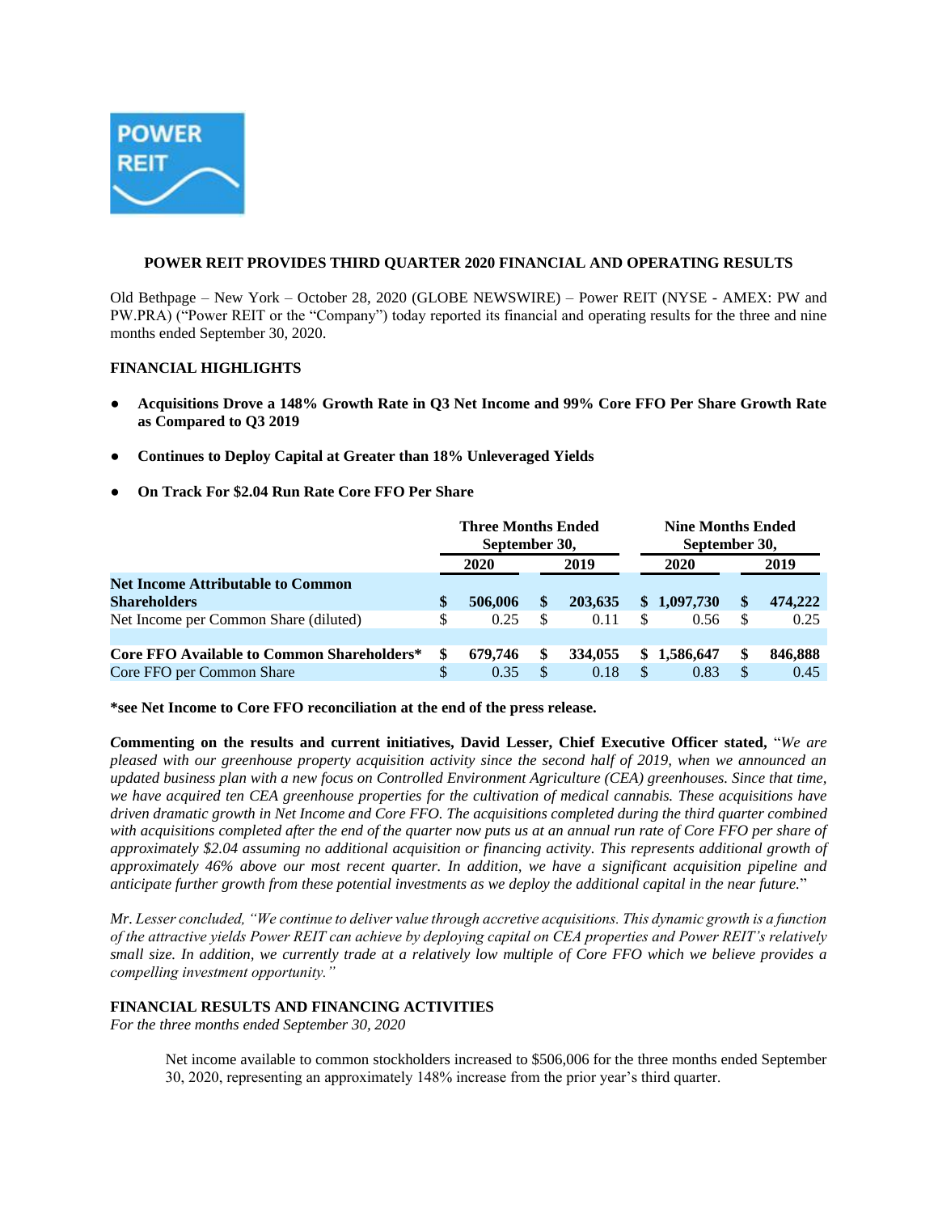## POWER REIT PROVIDES THIRD QUARTER 2020 FINANCIAL AND OPERATING RESULTS

Old Bethpage – New York – October 28, 2020 (GLOBE NEWSWIRE) – Power REIT (NYSE - AMEX: PW and PW.PRA) ("Power REIT or the "Company") today reported its financial and operating results for the three and nine months ended September 30, 2020.

### FINANCIAL HIGHLIGHTS

- **Acquisitions Drove a 148% Growth Rate in Q3 Net Income and 99% Core FFO Per Share Growth Rate as Compared to Q3 2019**
- **Continues to Deploy Capital at Greater than 18% Unleveraged Yields**
- **On Track For $2.04 Run Rate Core FFO Per Share**

| | Three Months Ended September 30, | | Nine Months Ended September 30, | |
|---|---|---|---|---|
| | **2020** | **2019** | **2020** | **2019** |
| **Net Income Attributable to Common Shareholders** | **$ 506,006** | **$ 203,635** | **$ 1,097,730** | **$ 474,222** |
| Net Income per Common Share (diluted) | $ 0.25 | $ 0.11 | $ 0.56 | $ 0.25 |
| | | | | |
| **Core FFO Available to Common Shareholders*** | **$ 679,746** | **$ 334,055** | **$ 1,586,647** | **$ 846,888** |
| Core FFO per Common Share | $ 0.35 | $ 0.18 | $ 0.83 | $ 0.45 |

**\*see Net Income to Core FFO reconciliation at the end of the press release.**

**Commenting on the results and current initiatives, David Lesser, Chief Executive Officer stated,** "*We are pleased with our greenhouse property acquisition activity since the second half of 2019, when we announced an updated business plan with a new focus on Controlled Environment Agriculture (CEA) greenhouses. Since that time, we have acquired ten CEA greenhouse properties for the cultivation of medical cannabis. These acquisitions have driven dramatic growth in Net Income and Core FFO. The acquisitions completed during the third quarter combined with acquisitions completed after the end of the quarter now puts us at an annual run rate of Core FFO per share of approximately $2.04 assuming no additional acquisition or financing activity. This represents additional growth of approximately 46% above our most recent quarter. In addition, we have a significant acquisition pipeline and anticipate further growth from these potential investments as we deploy the additional capital in the near future.*"

*Mr. Lesser concluded, "We continue to deliver value through accretive acquisitions. This dynamic growth is a function of the attractive yields Power REIT can achieve by deploying capital on CEA properties and Power REIT's relatively small size. In addition, we currently trade at a relatively low multiple of Core FFO which we believe provides a compelling investment opportunity."*

### FINANCIAL RESULTS AND FINANCING ACTIVITIES

*For the three months ended September 30, 2020*

Net income available to common stockholders increased to $506,006 for the three months ended September 30, 2020, representing an approximately 148% increase from the prior year's third quarter.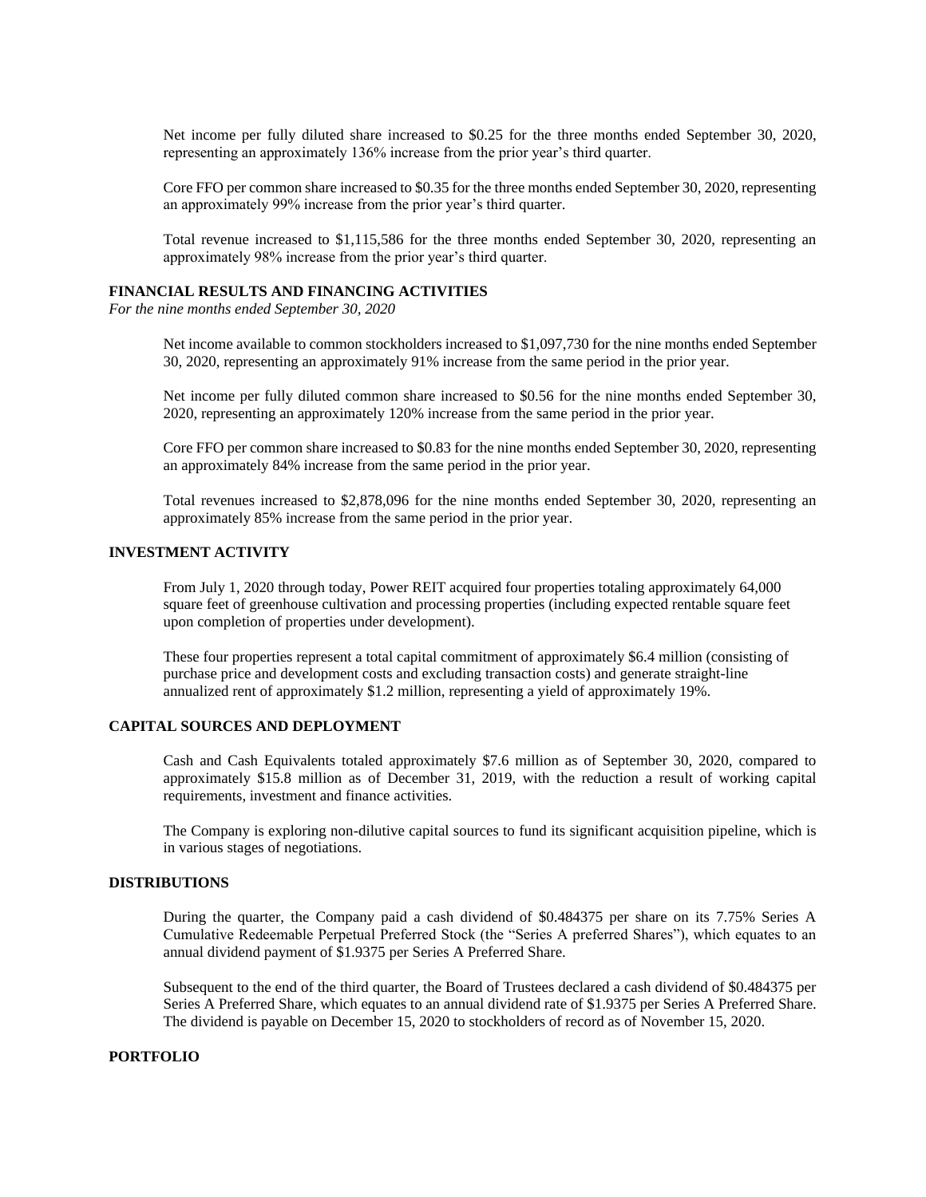Net income per fully diluted share increased to $0.25 for the three months ended September 30, 2020, representing an approximately 136% increase from the prior year's third quarter.

Core FFO per common share increased to $0.35 for the three months ended September 30, 2020, representing an approximately 99% increase from the prior year's third quarter.

Total revenue increased to $1,115,586 for the three months ended September 30, 2020, representing an approximately 98% increase from the prior year's third quarter.

## FINANCIAL RESULTS AND FINANCING ACTIVITIES

*For the nine months ended September 30, 2020*

Net income available to common stockholders increased to $1,097,730 for the nine months ended September 30, 2020, representing an approximately 91% increase from the same period in the prior year.

Net income per fully diluted common share increased to $0.56 for the nine months ended September 30, 2020, representing an approximately 120% increase from the same period in the prior year.

Core FFO per common share increased to $0.83 for the nine months ended September 30, 2020, representing an approximately 84% increase from the same period in the prior year.

Total revenues increased to $2,878,096 for the nine months ended September 30, 2020, representing an approximately 85% increase from the same period in the prior year.

## INVESTMENT ACTIVITY

From July 1, 2020 through today, Power REIT acquired four properties totaling approximately 64,000 square feet of greenhouse cultivation and processing properties (including expected rentable square feet upon completion of properties under development).

These four properties represent a total capital commitment of approximately $6.4 million (consisting of purchase price and development costs and excluding transaction costs) and generate straight-line annualized rent of approximately $1.2 million, representing a yield of approximately 19%.

## CAPITAL SOURCES AND DEPLOYMENT

Cash and Cash Equivalents totaled approximately $7.6 million as of September 30, 2020, compared to approximately $15.8 million as of December 31, 2019, with the reduction a result of working capital requirements, investment and finance activities.

The Company is exploring non-dilutive capital sources to fund its significant acquisition pipeline, which is in various stages of negotiations.

## DISTRIBUTIONS

During the quarter, the Company paid a cash dividend of $0.484375 per share on its 7.75% Series A Cumulative Redeemable Perpetual Preferred Stock (the "Series A preferred Shares"), which equates to an annual dividend payment of $1.9375 per Series A Preferred Share.

Subsequent to the end of the third quarter, the Board of Trustees declared a cash dividend of $0.484375 per Series A Preferred Share, which equates to an annual dividend rate of $1.9375 per Series A Preferred Share. The dividend is payable on December 15, 2020 to stockholders of record as of November 15, 2020.

## PORTFOLIO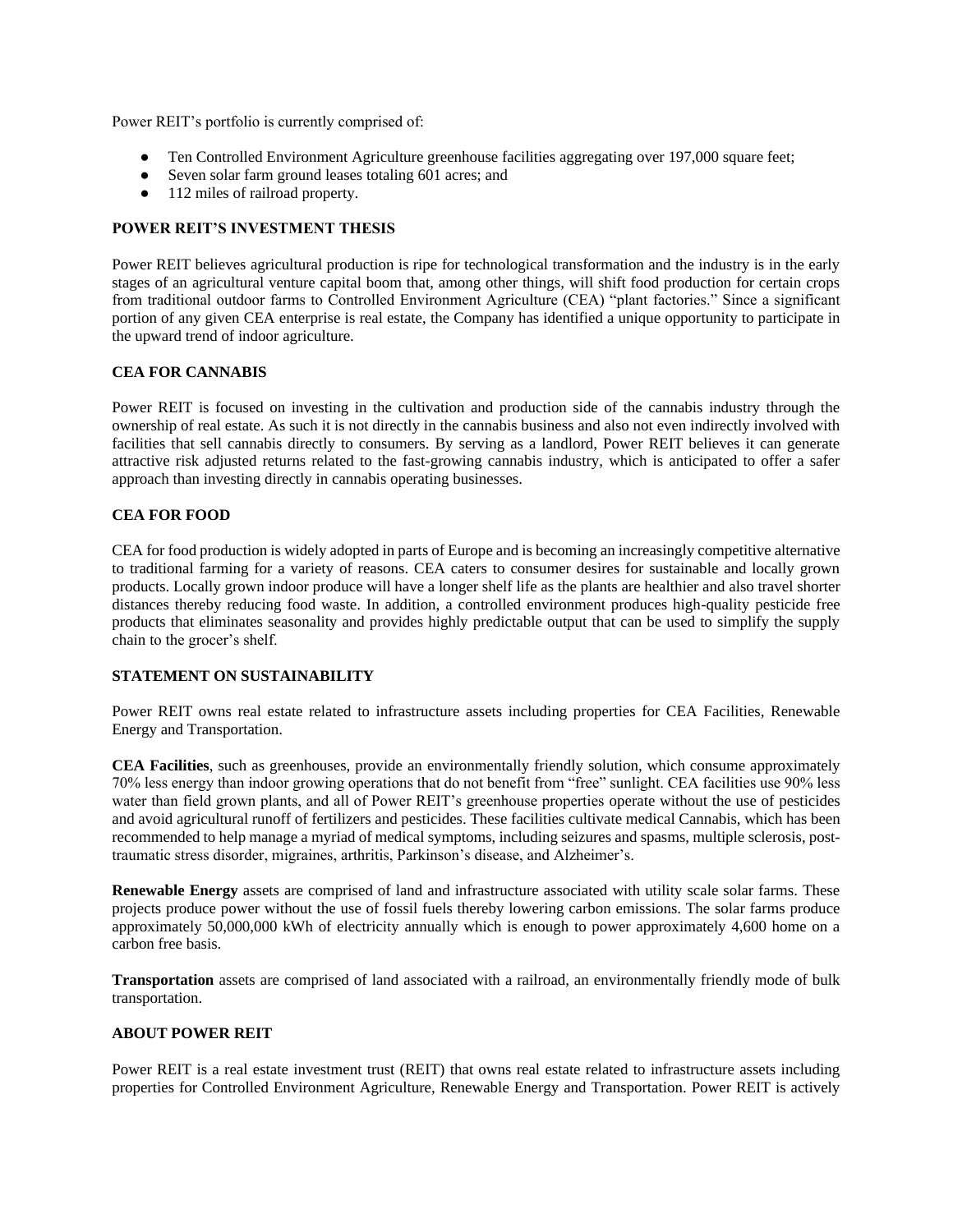Power REIT's portfolio is currently comprised of:

- Ten Controlled Environment Agriculture greenhouse facilities aggregating over 197,000 square feet;
- Seven solar farm ground leases totaling 601 acres; and
- 112 miles of railroad property.

**POWER REIT'S INVESTMENT THESIS**

Power REIT believes agricultural production is ripe for technological transformation and the industry is in the early stages of an agricultural venture capital boom that, among other things, will shift food production for certain crops from traditional outdoor farms to Controlled Environment Agriculture (CEA) "plant factories." Since a significant portion of any given CEA enterprise is real estate, the Company has identified a unique opportunity to participate in the upward trend of indoor agriculture.

**CEA FOR CANNABIS**

Power REIT is focused on investing in the cultivation and production side of the cannabis industry through the ownership of real estate. As such it is not directly in the cannabis business and also not even indirectly involved with facilities that sell cannabis directly to consumers. By serving as a landlord, Power REIT believes it can generate attractive risk adjusted returns related to the fast-growing cannabis industry, which is anticipated to offer a safer approach than investing directly in cannabis operating businesses.

**CEA FOR FOOD**

CEA for food production is widely adopted in parts of Europe and is becoming an increasingly competitive alternative to traditional farming for a variety of reasons. CEA caters to consumer desires for sustainable and locally grown products. Locally grown indoor produce will have a longer shelf life as the plants are healthier and also travel shorter distances thereby reducing food waste. In addition, a controlled environment produces high-quality pesticide free products that eliminates seasonality and provides highly predictable output that can be used to simplify the supply chain to the grocer's shelf.

**STATEMENT ON SUSTAINABILITY**

Power REIT owns real estate related to infrastructure assets including properties for CEA Facilities, Renewable Energy and Transportation.

**CEA Facilities**, such as greenhouses, provide an environmentally friendly solution, which consume approximately 70% less energy than indoor growing operations that do not benefit from "free" sunlight. CEA facilities use 90% less water than field grown plants, and all of Power REIT's greenhouse properties operate without the use of pesticides and avoid agricultural runoff of fertilizers and pesticides. These facilities cultivate medical Cannabis, which has been recommended to help manage a myriad of medical symptoms, including seizures and spasms, multiple sclerosis, post-traumatic stress disorder, migraines, arthritis, Parkinson's disease, and Alzheimer's.

**Renewable Energy** assets are comprised of land and infrastructure associated with utility scale solar farms. These projects produce power without the use of fossil fuels thereby lowering carbon emissions. The solar farms produce approximately 50,000,000 kWh of electricity annually which is enough to power approximately 4,600 home on a carbon free basis.

**Transportation** assets are comprised of land associated with a railroad, an environmentally friendly mode of bulk transportation.

**ABOUT POWER REIT**

Power REIT is a real estate investment trust (REIT) that owns real estate related to infrastructure assets including properties for Controlled Environment Agriculture, Renewable Energy and Transportation. Power REIT is actively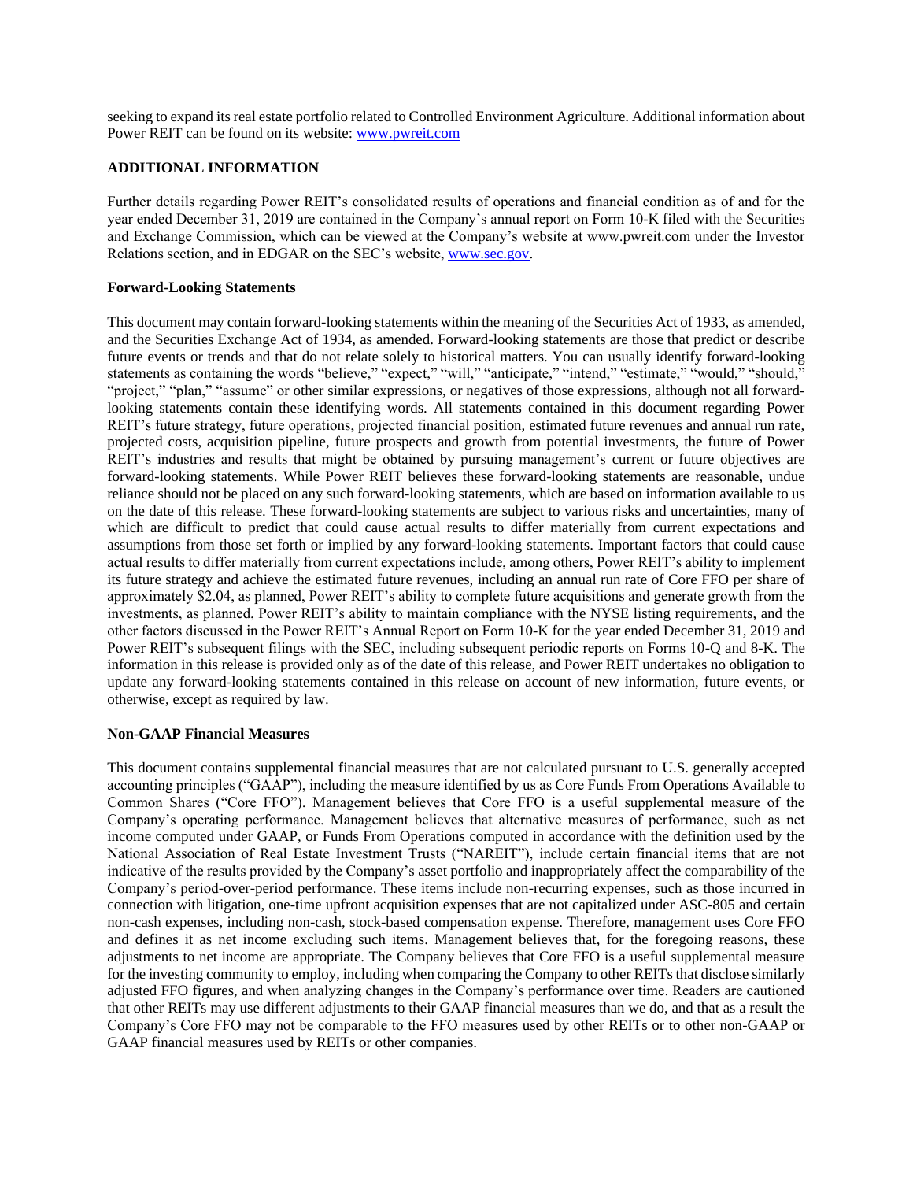seeking to expand its real estate portfolio related to Controlled Environment Agriculture. Additional information about Power REIT can be found on its website: www.pwreit.com

**ADDITIONAL INFORMATION**

Further details regarding Power REIT's consolidated results of operations and financial condition as of and for the year ended December 31, 2019 are contained in the Company's annual report on Form 10-K filed with the Securities and Exchange Commission, which can be viewed at the Company's website at www.pwreit.com under the Investor Relations section, and in EDGAR on the SEC's website, www.sec.gov.

**Forward-Looking Statements**

This document may contain forward-looking statements within the meaning of the Securities Act of 1933, as amended, and the Securities Exchange Act of 1934, as amended. Forward-looking statements are those that predict or describe future events or trends and that do not relate solely to historical matters. You can usually identify forward-looking statements as containing the words "believe," "expect," "will," "anticipate," "intend," "estimate," "would," "should," "project," "plan," "assume" or other similar expressions, or negatives of those expressions, although not all forward-looking statements contain these identifying words. All statements contained in this document regarding Power REIT's future strategy, future operations, projected financial position, estimated future revenues and annual run rate, projected costs, acquisition pipeline, future prospects and growth from potential investments, the future of Power REIT's industries and results that might be obtained by pursuing management's current or future objectives are forward-looking statements. While Power REIT believes these forward-looking statements are reasonable, undue reliance should not be placed on any such forward-looking statements, which are based on information available to us on the date of this release. These forward-looking statements are subject to various risks and uncertainties, many of which are difficult to predict that could cause actual results to differ materially from current expectations and assumptions from those set forth or implied by any forward-looking statements. Important factors that could cause actual results to differ materially from current expectations include, among others, Power REIT's ability to implement its future strategy and achieve the estimated future revenues, including an annual run rate of Core FFO per share of approximately $2.04, as planned, Power REIT's ability to complete future acquisitions and generate growth from the investments, as planned, Power REIT's ability to maintain compliance with the NYSE listing requirements, and the other factors discussed in the Power REIT's Annual Report on Form 10-K for the year ended December 31, 2019 and Power REIT's subsequent filings with the SEC, including subsequent periodic reports on Forms 10-Q and 8-K. The information in this release is provided only as of the date of this release, and Power REIT undertakes no obligation to update any forward-looking statements contained in this release on account of new information, future events, or otherwise, except as required by law.

**Non-GAAP Financial Measures**

This document contains supplemental financial measures that are not calculated pursuant to U.S. generally accepted accounting principles ("GAAP"), including the measure identified by us as Core Funds From Operations Available to Common Shares ("Core FFO"). Management believes that Core FFO is a useful supplemental measure of the Company's operating performance. Management believes that alternative measures of performance, such as net income computed under GAAP, or Funds From Operations computed in accordance with the definition used by the National Association of Real Estate Investment Trusts ("NAREIT"), include certain financial items that are not indicative of the results provided by the Company's asset portfolio and inappropriately affect the comparability of the Company's period-over-period performance. These items include non-recurring expenses, such as those incurred in connection with litigation, one-time upfront acquisition expenses that are not capitalized under ASC-805 and certain non-cash expenses, including non-cash, stock-based compensation expense. Therefore, management uses Core FFO and defines it as net income excluding such items. Management believes that, for the foregoing reasons, these adjustments to net income are appropriate. The Company believes that Core FFO is a useful supplemental measure for the investing community to employ, including when comparing the Company to other REITs that disclose similarly adjusted FFO figures, and when analyzing changes in the Company's performance over time. Readers are cautioned that other REITs may use different adjustments to their GAAP financial measures than we do, and that as a result the Company's Core FFO may not be comparable to the FFO measures used by other REITs or to other non-GAAP or GAAP financial measures used by REITs or other companies.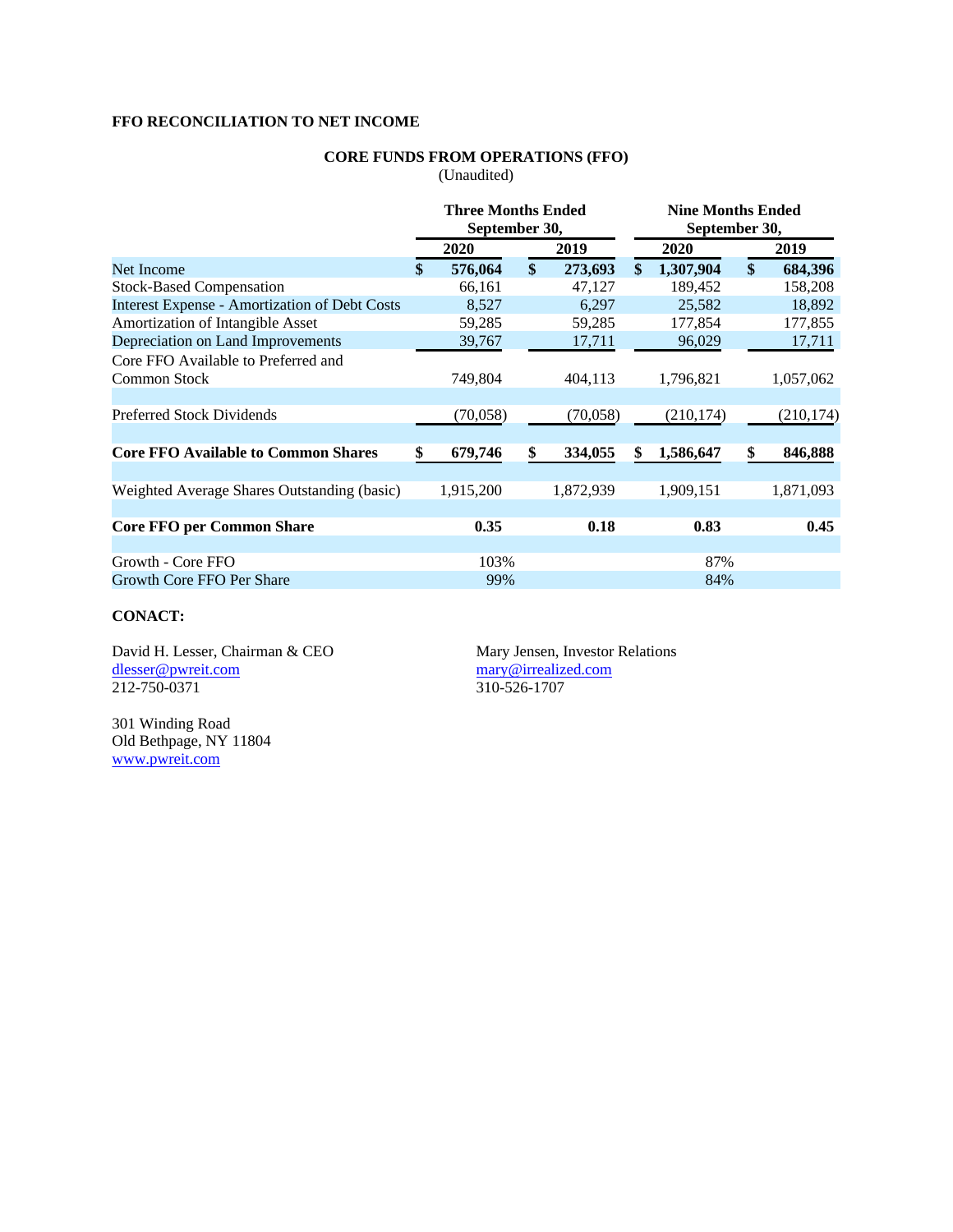**FFO RECONCILIATION TO NET INCOME**

**CORE FUNDS FROM OPERATIONS (FFO)**
(Unaudited)

| | Three Months Ended September 30, | | Nine Months Ended September 30, | |
|---|---|---|---|---|
| | 2020 | 2019 | 2020 | 2019 |
| Net Income | $ 576,064 | $ 273,693 | $ 1,307,904 | $ 684,396 |
| Stock-Based Compensation | 66,161 | 47,127 | 189,452 | 158,208 |
| Interest Expense - Amortization of Debt Costs | 8,527 | 6,297 | 25,582 | 18,892 |
| Amortization of Intangible Asset | 59,285 | 59,285 | 177,854 | 177,855 |
| Depreciation on Land Improvements | 39,767 | 17,711 | 96,029 | 17,711 |
| Core FFO Available to Preferred and Common Stock | 749,804 | 404,113 | 1,796,821 | 1,057,062 |
| Preferred Stock Dividends | (70,058) | (70,058) | (210,174) | (210,174) |
| **Core FFO Available to Common Shares** | **$ 679,746** | **$ 334,055** | **$ 1,586,647** | **$ 846,888** |
| Weighted Average Shares Outstanding (basic) | 1,915,200 | 1,872,939 | 1,909,151 | 1,871,093 |
| **Core FFO per Common Share** | **0.35** | **0.18** | **0.83** | **0.45** |
| Growth - Core FFO | 103% | | 87% | |
| Growth Core FFO Per Share | 99% | | 84% | |

**CONACT:**

David H. Lesser, Chairman & CEO
dlesser@pwreit.com
212-750-0371

Mary Jensen, Investor Relations
mary@irrealized.com
310-526-1707

301 Winding Road
Old Bethpage, NY 11804
www.pwreit.com